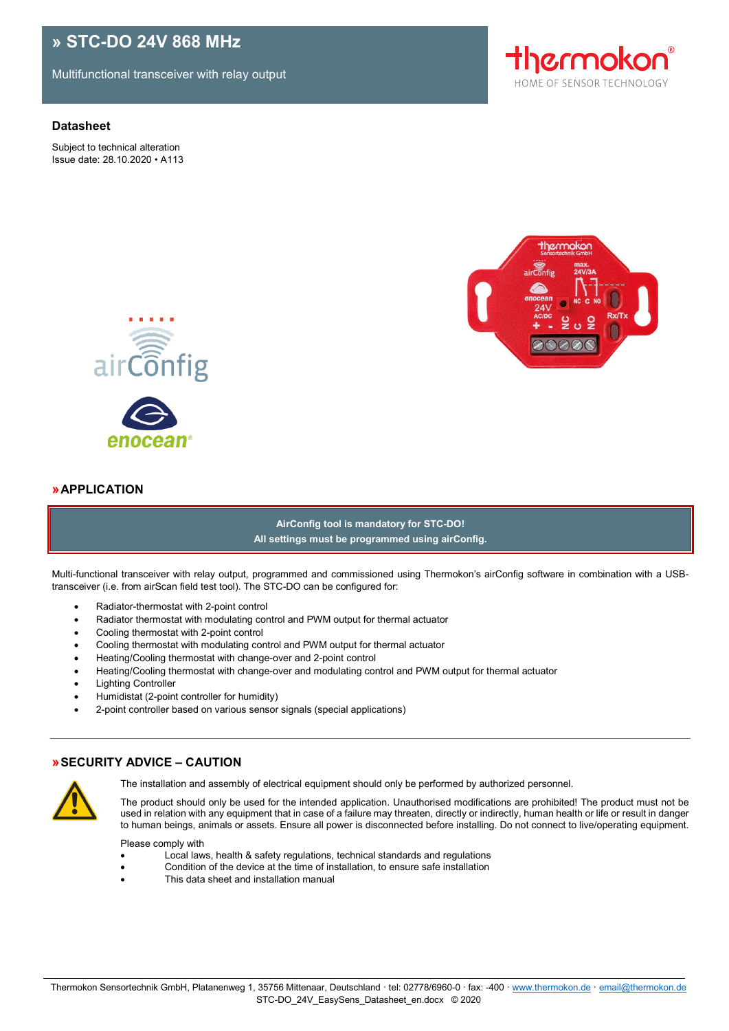# » STC-DO 24V 868 MHz

Multifunctional transceiver with relay output

**Datasheet**

Subject to technical alteration
Issue date: 28.10.2020 • A113

## » APPLICATION

**AirConfig tool is mandatory for STC-DO!**
**All settings must be programmed using airConfig.**

Multi-functional transceiver with relay output, programmed and commissioned using Thermokon's airConfig software in combination with a USB-transceiver (i.e. from airScan field test tool). The STC-DO can be configured for:

- Radiator-thermostat with 2-point control
- Radiator thermostat with modulating control and PWM output for thermal actuator
- Cooling thermostat with 2-point control
- Cooling thermostat with modulating control and PWM output for thermal actuator
- Heating/Cooling thermostat with change-over and 2-point control
- Heating/Cooling thermostat with change-over and modulating control and PWM output for thermal actuator
- Lighting Controller
- Humidistat (2-point controller for humidity)
- 2-point controller based on various sensor signals (special applications)

## » SECURITY ADVICE – CAUTION

The installation and assembly of electrical equipment should only be performed by authorized personnel.

The product should only be used for the intended application. Unauthorised modifications are prohibited! The product must not be used in relation with any equipment that in case of a failure may threaten, directly or indirectly, human health or life or result in danger to human beings, animals or assets. Ensure all power is disconnected before installing. Do not connect to live/operating equipment.

Please comply with

- Local laws, health & safety regulations, technical standards and regulations
- Condition of the device at the time of installation, to ensure safe installation
- This data sheet and installation manual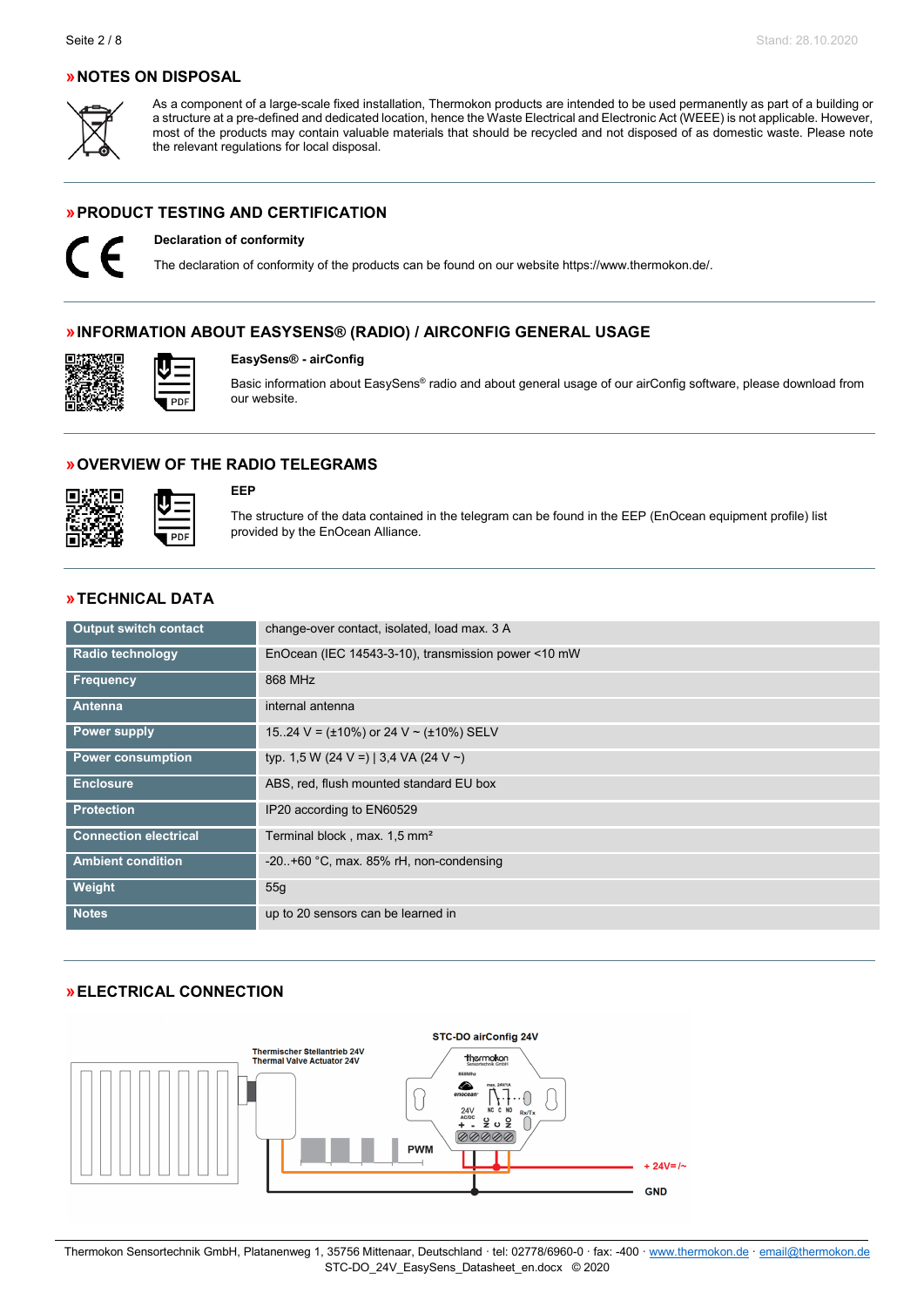## » NOTES ON DISPOSAL

As a component of a large-scale fixed installation, Thermokon products are intended to be used permanently as part of a building or a structure at a pre-defined and dedicated location, hence the Waste Electrical and Electronic Act (WEEE) is not applicable. However, most of the products may contain valuable materials that should be recycled and not disposed of as domestic waste. Please note the relevant regulations for local disposal.

## » PRODUCT TESTING AND CERTIFICATION

**Declaration of conformity**

The declaration of conformity of the products can be found on our website https://www.thermokon.de/.

## » INFORMATION ABOUT EASYSENS® (RADIO) / AIRCONFIG GENERAL USAGE

**EasySens® - airConfig**

Basic information about EasySens® radio and about general usage of our airConfig software, please download from our website.

## » OVERVIEW OF THE RADIO TELEGRAMS

**EEP**

The structure of the data contained in the telegram can be found in the EEP (EnOcean equipment profile) list provided by the EnOcean Alliance.

## » TECHNICAL DATA

| | |
|---|---|
| **Output switch contact** | change-over contact, isolated, load max. 3 A |
| **Radio technology** | EnOcean (IEC 14543-3-10), transmission power <10 mW |
| **Frequency** | 868 MHz |
| **Antenna** | internal antenna |
| **Power supply** | 15..24 V = (±10%) or 24 V ~ (±10%) SELV |
| **Power consumption** | typ. 1,5 W (24 V =) \| 3,4 VA (24 V ~) |
| **Enclosure** | ABS, red, flush mounted standard EU box |
| **Protection** | IP20 according to EN60529 |
| **Connection electrical** | Terminal block , max. 1,5 mm² |
| **Ambient condition** | -20..+60 °C, max. 85% rH, non-condensing |
| **Weight** | 55g |
| **Notes** | up to 20 sensors can be learned in |

## » ELECTRICAL CONNECTION

STC-DO airConfig 24V

Thermischer Stellantrieb 24V
Thermal Valve Actuator 24V

PWM

+ 24V=/~

GND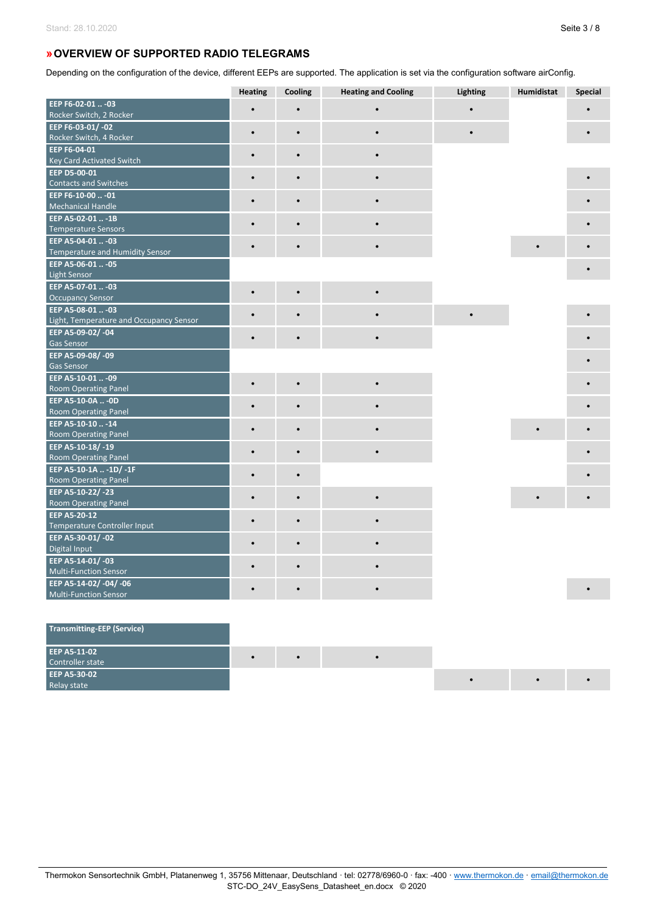## » OVERVIEW OF SUPPORTED RADIO TELEGRAMS

Depending on the configuration of the device, different EEPs are supported. The application is set via the configuration software airConfig.

| | Heating | Cooling | Heating and Cooling | Lighting | Humidistat | Special |
|---|---|---|---|---|---|---|
| **EEP F6-02-01 .. -03**<br>Rocker Switch, 2 Rocker | • | • | • | • | | • |
| **EEP F6-03-01/ -02**<br>Rocker Switch, 4 Rocker | • | • | • | • | | • |
| **EEP F6-04-01**<br>Key Card Activated Switch | • | • | • | | | |
| **EEP D5-00-01**<br>Contacts and Switches | • | • | • | | | • |
| **EEP F6-10-00 .. -01**<br>Mechanical Handle | • | • | • | | | • |
| **EEP A5-02-01 .. -1B**<br>Temperature Sensors | • | • | • | | | • |
| **EEP A5-04-01 .. -03**<br>Temperature and Humidity Sensor | • | • | • | | • | • |
| **EEP A5-06-01 .. -05**<br>Light Sensor | | | | | | • |
| **EEP A5-07-01 .. -03**<br>Occupancy Sensor | • | • | • | | | |
| **EEP A5-08-01 .. -03**<br>Light, Temperature and Occupancy Sensor | • | • | • | • | | • |
| **EEP A5-09-02/ -04**<br>Gas Sensor | • | • | • | | | • |
| **EEP A5-09-08/ -09**<br>Gas Sensor | | | | | | • |
| **EEP A5-10-01 .. -09**<br>Room Operating Panel | • | • | • | | | • |
| **EEP A5-10-0A .. -0D**<br>Room Operating Panel | • | • | • | | | • |
| **EEP A5-10-10 .. -14**<br>Room Operating Panel | • | • | • | | • | • |
| **EEP A5-10-18/ -19**<br>Room Operating Panel | • | • | • | | | • |
| **EEP A5-10-1A .. -1D/ -1F**<br>Room Operating Panel | • | • | | | | • |
| **EEP A5-10-22/ -23**<br>Room Operating Panel | • | • | • | | • | • |
| **EEP A5-20-12**<br>Temperature Controller Input | • | • | • | | | |
| **EEP A5-30-01/ -02**<br>Digital Input | • | • | • | | | |
| **EEP A5-14-01/ -03**<br>Multi-Function Sensor | • | • | • | | | |
| **EEP A5-14-02/ -04/ -06**<br>Multi-Function Sensor | • | • | • | | | • |

| **Transmitting-EEP (Service)** | Heating | Cooling | Heating and Cooling | Lighting | Humidistat | Special |
|---|---|---|---|---|---|---|
| **EEP A5-11-02**<br>Controller state | • | • | • | | | |
| **EEP A5-30-02**<br>Relay state | | | | • | • | • |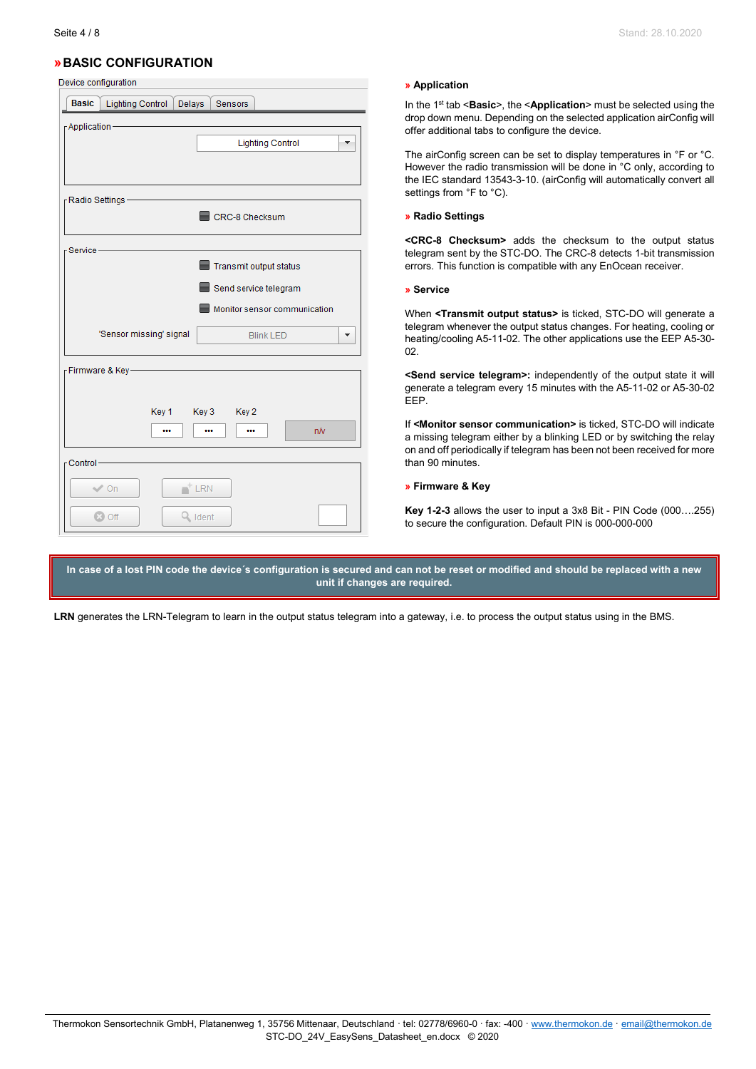# » BASIC CONFIGURATION

Device configuration

Basic | Lighting Control | Delays | Sensors

Application: Lighting Control

Radio Settings: CRC-8 Checksum

Service: Transmit output status; Send service telegram; Monitor sensor communication; 'Sensor missing' signal: Blink LED

Firmware & Key: Key 1, Key 3, Key 2 — n/v

Control: On, LRN, Off, Ident

### » Application

In the 1st tab <**Basic**>, the <**Application**> must be selected using the drop down menu. Depending on the selected application airConfig will offer additional tabs to configure the device.

The airConfig screen can be set to display temperatures in °F or °C. However the radio transmission will be done in °C only, according to the IEC standard 13543-3-10. (airConfig will automatically convert all settings from °F to °C).

### » Radio Settings

**<CRC-8 Checksum>** adds the checksum to the output status telegram sent by the STC-DO. The CRC-8 detects 1-bit transmission errors. This function is compatible with any EnOcean receiver.

### » Service

When **<Transmit output status>** is ticked, STC-DO will generate a telegram whenever the output status changes. For heating, cooling or heating/cooling A5-11-02. The other applications use the EEP A5-30-02.

**<Send service telegram>:** independently of the output state it will generate a telegram every 15 minutes with the A5-11-02 or A5-30-02 EEP.

If **<Monitor sensor communication>** is ticked, STC-DO will indicate a missing telegram either by a blinking LED or by switching the relay on and off periodically if telegram has been not been received for more than 90 minutes.

### » Firmware & Key

**Key 1-2-3** allows the user to input a 3x8 Bit - PIN Code (000….255) to secure the configuration. Default PIN is 000-000-000

**In case of a lost PIN code the device´s configuration is secured and can not be reset or modified and should be replaced with a new unit if changes are required.**

**LRN** generates the LRN-Telegram to learn in the output status telegram into a gateway, i.e. to process the output status using in the BMS.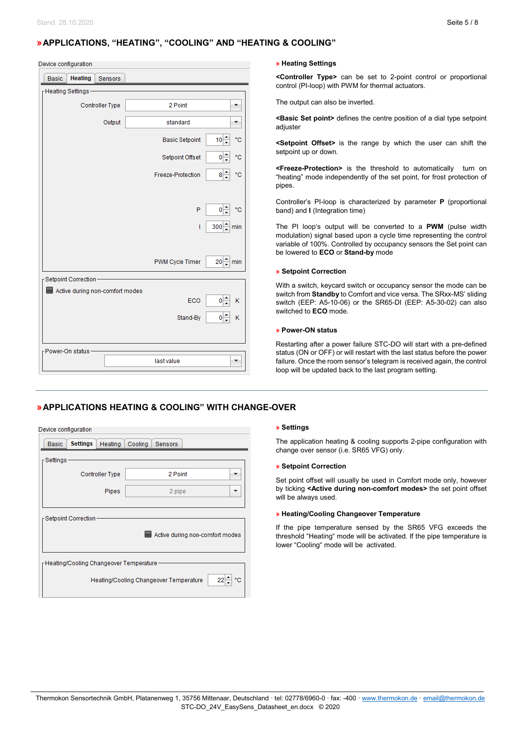## » APPLICATIONS, "HEATING", "COOLING" AND "HEATING & COOLING"

Device configuration

Basic | **Heating** | Sensors

Heating Settings

| | | |
|---|---|---|
| Controller Type | 2 Point | |
| Output | standard | |
| Basic Setpoint | 10 | °C |
| Setpoint Offset | 0 | °C |
| Freeze-Protection | 8 | °C |
| P | 0 | °C |
| I | 300 | min |
| PWM Cycle Timer | 20 | min |

Setpoint Correction

Active during non-comfort modes

| | | |
|---|---|---|
| ECO | 0 | K |
| Stand-By | 0 | K |

Power-On status

last value

**» Heating Settings**

**<Controller Type>** can be set to 2-point control or proportional control (PI-loop) with PWM for thermal actuators.

The output can also be inverted.

**<Basic Set point>** defines the centre position of a dial type setpoint adjuster

**<Setpoint Offset>** is the range by which the user can shift the setpoint up or down.

**<Freeze-Protection>** is the threshold to automatically turn on "heating" mode independently of the set point, for frost protection of pipes.

Controller's PI-loop is characterized by parameter **P** (proportional band) and **I** (Integration time)

The PI loop's output will be converted to a **PWM** (pulse width modulation) signal based upon a cycle time representing the control variable of 100%. Controlled by occupancy sensors the Set point can be lowered to **ECO** or **Stand-by** mode

**» Setpoint Correction**

With a switch, keycard switch or occupancy sensor the mode can be switch from **Standby** to Comfort and vice versa. The SRxx-MS' sliding switch (EEP: A5-10-06) or the SR65-DI (EEP: A5-30-02) can also switched to **ECO** mode.

**» Power-ON status**

Restarting after a power failure STC-DO will start with a pre-defined status (ON or OFF) or will restart with the last status before the power failure. Once the room sensor's telegram is received again, the control loop will be updated back to the last program setting.

---

## » APPLICATIONS HEATING & COOLING" WITH CHANGE-OVER

Device configuration

Basic | **Settings** | Heating | Cooling | Sensors

Settings

| | |
|---|---|
| Controller Type | 2 Point |
| Pipes | 2 pipe |

Setpoint Correction

Active during non-comfort modes

Heating/Cooling Changeover Temperature

| | | |
|---|---|---|
| Heating/Cooling Changeover Temperature | 22 | °C |

**» Settings**

The application heating & cooling supports 2-pipe configuration with change over sensor (i.e. SR65 VFG) only.

**» Setpoint Correction**

Set point offset will usually be used in Comfort mode only, however by ticking **<Active during non-comfort modes>** the set point offset will be always used.

**» Heating/Cooling Changeover Temperature**

If the pipe temperature sensed by the SR65 VFG exceeds the threshold "Heating" mode will be activated. If the pipe temperature is lower "Cooling" mode will be activated.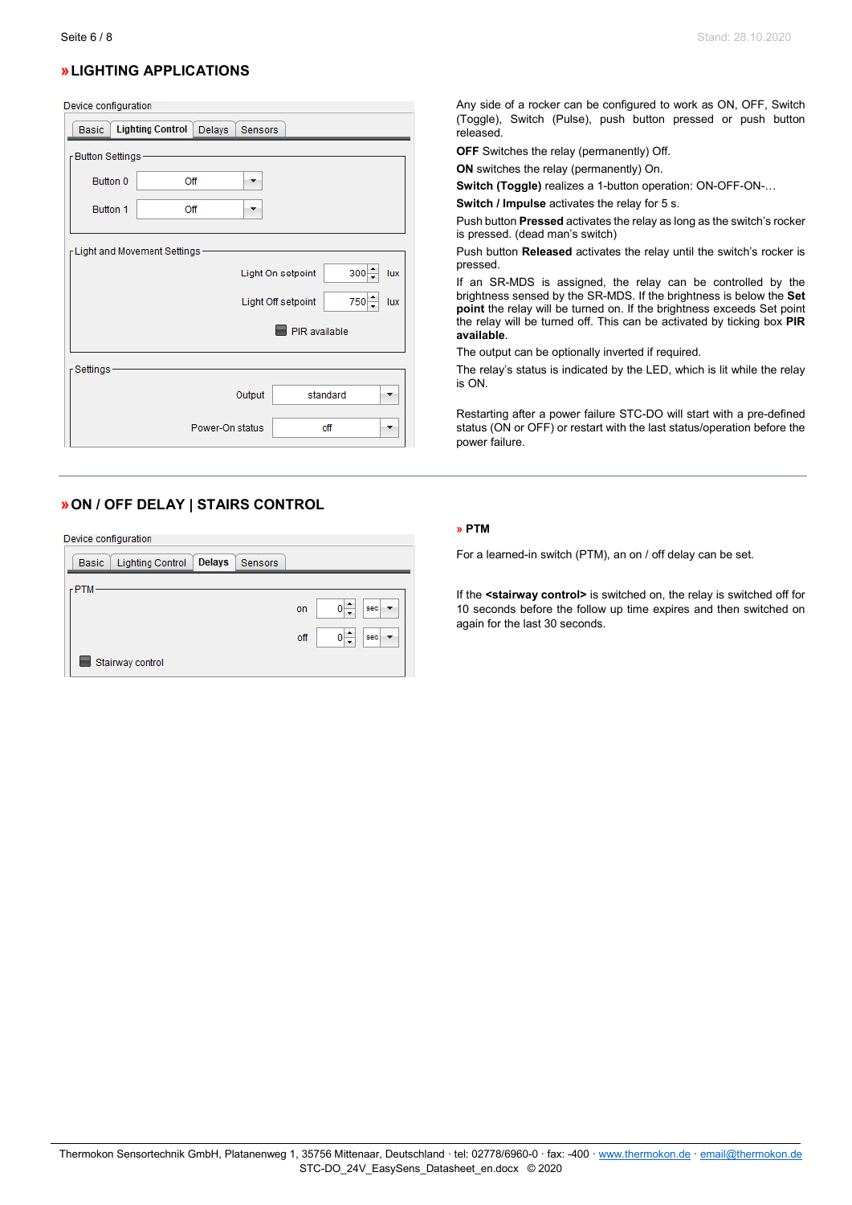## » LIGHTING APPLICATIONS

Device configuration

Basic | **Lighting Control** | Delays | Sensors

Button Settings

- Button 0: Off
- Button 1: Off

Light and Movement Settings

- Light On setpoint: 300 lux
- Light Off setpoint: 750 lux
- PIR available

Settings

- Output: standard
- Power-On status: off

Any side of a rocker can be configured to work as ON, OFF, Switch (Toggle), Switch (Pulse), push button pressed or push button released.

**OFF** Switches the relay (permanently) Off.

**ON** switches the relay (permanently) On.

**Switch (Toggle)** realizes a 1-button operation: ON-OFF-ON-…

**Switch / Impulse** activates the relay for 5 s.

Push button **Pressed** activates the relay as long as the switch's rocker is pressed. (dead man's switch)

Push button **Released** activates the relay until the switch's rocker is pressed.

If an SR-MDS is assigned, the relay can be controlled by the brightness sensed by the SR-MDS. If the brightness is below the **Set point** the relay will be turned on. If the brightness exceeds Set point the relay will be turned off. This can be activated by ticking box **PIR available**.

The output can be optionally inverted if required.

The relay's status is indicated by the LED, which is lit while the relay is ON.

Restarting after a power failure STC-DO will start with a pre-defined status (ON or OFF) or restart with the last status/operation before the power failure.

## » ON / OFF DELAY | STAIRS CONTROL

Device configuration

Basic | Lighting Control | **Delays** | Sensors

PTM

- on: 0 sec
- off: 0 sec
- Stairway control

### » PTM

For a learned-in switch (PTM), an on / off delay can be set.

If the **<stairway control>** is switched on, the relay is switched off for 10 seconds before the follow up time expires and then switched on again for the last 30 seconds.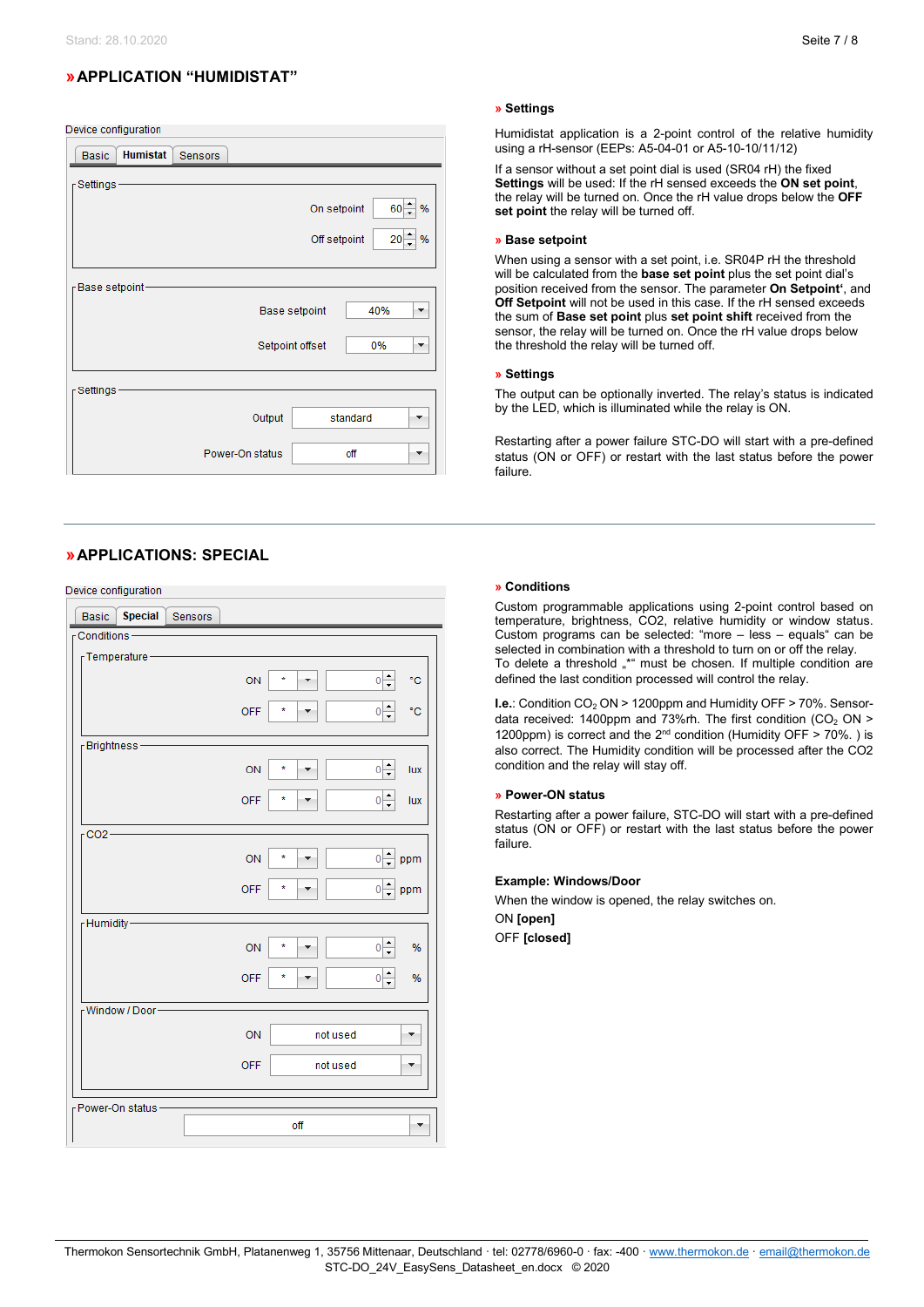## » APPLICATION "HUMIDISTAT"

Device configuration

Basic | **Humistat** | Sensors

Settings

| | | |
|---|---|---|
| On setpoint | 60 | % |
| Off setpoint | 20 | % |

Base setpoint

| | |
|---|---|
| Base setpoint | 40% |
| Setpoint offset | 0% |

Settings

| | |
|---|---|
| Output | standard |
| Power-On status | off |

### » Settings

Humidistat application is a 2-point control of the relative humidity using a rH-sensor (EEPs: A5-04-01 or A5-10-10/11/12)

If a sensor without a set point dial is used (SR04 rH) the fixed **Settings** will be used: If the rH sensed exceeds the **ON set point**, the relay will be turned on. Once the rH value drops below the **OFF set point** the relay will be turned off.

### » Base setpoint

When using a sensor with a set point, i.e. SR04P rH the threshold will be calculated from the **base set point** plus the set point dial's position received from the sensor. The parameter **On Setpoint**', and **Off Setpoint** will not be used in this case. If the rH sensed exceeds the sum of **Base set point** plus **set point shift** received from the sensor, the relay will be turned on. Once the rH value drops below the threshold the relay will be turned off.

### » Settings

The output can be optionally inverted. The relay's status is indicated by the LED, which is illuminated while the relay is ON.

Restarting after a power failure STC-DO will start with a pre-defined status (ON or OFF) or restart with the last status before the power failure.

---

## » APPLICATIONS: SPECIAL

Device configuration

Basic | **Special** | Sensors

Conditions

Temperature

| | | | |
|---|---|---|---|
| ON | * | 0 | °C |
| OFF | * | 0 | °C |

Brightness

| | | | |
|---|---|---|---|
| ON | * | 0 | lux |
| OFF | * | 0 | lux |

CO2

| | | | |
|---|---|---|---|
| ON | * | 0 | ppm |
| OFF | * | 0 | ppm |

Humidity

| | | | |
|---|---|---|---|
| ON | * | 0 | % |
| OFF | * | 0 | % |

Window / Door

| | |
|---|---|
| ON | not used |
| OFF | not used |

Power-On status

off

### » Conditions

Custom programmable applications using 2-point control based on temperature, brightness, CO2, relative humidity or window status. Custom programs can be selected: "more – less – equals" can be selected in combination with a threshold to turn on or off the relay. To delete a threshold „*" must be chosen. If multiple condition are defined the last condition processed will control the relay.

**I.e.**: Condition $CO_2$ ON > 1200ppm and Humidity OFF > 70%. Sensor-data received: 1400ppm and 73%rh. The first condition ($CO_2$ ON > 1200ppm) is correct and the 2nd condition (Humidity OFF > 70%. ) is also correct. The Humidity condition will be processed after the CO2 condition and the relay will stay off.

### » Power-ON status

Restarting after a power failure, STC-DO will start with a pre-defined status (ON or OFF) or restart with the last status before the power failure.

**Example: Windows/Door**

When the window is opened, the relay switches on.

ON **[open]**

OFF **[closed]**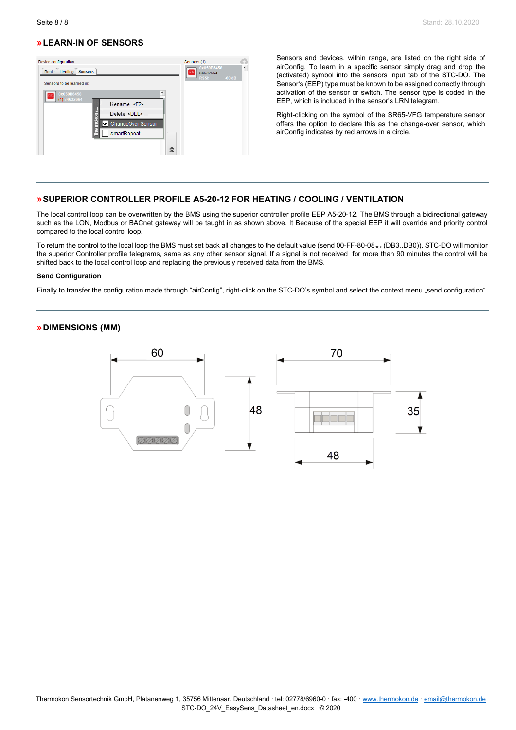## » LEARN-IN OF SENSORS

Sensors and devices, within range, are listed on the right side of airConfig. To learn in a specific sensor simply drag and drop the (activated) symbol into the sensors input tab of the STC-DO. The Sensor's (EEP) type must be known to be assigned correctly through activation of the sensor or switch. The sensor type is coded in the EEP, which is included in the sensor's LRN telegram.

Right-clicking on the symbol of the SR65-VFG temperature sensor offers the option to declare this as the change-over sensor, which airConfig indicates by red arrows in a circle.

## » SUPERIOR CONTROLLER PROFILE A5-20-12 FOR HEATING / COOLING / VENTILATION

The local control loop can be overwritten by the BMS using the superior controller profile EEP A5-20-12. The BMS through a bidirectional gateway such as the LON, Modbus or BACnet gateway will be taught in as shown above. It Because of the special EEP it will override and priority control compared to the local control loop.

To return the control to the local loop the BMS must set back all changes to the default value (send 00-FF-80-08$_{hex}$ (DB3..DB0)). STC-DO will monitor the superior Controller profile telegrams, same as any other sensor signal. If a signal is not received for more than 90 minutes the control will be shifted back to the local control loop and replacing the previously received data from the BMS.

**Send Configuration**

Finally to transfer the configuration made through "airConfig", right-click on the STC-DO's symbol and select the context menu „send configuration"

## » DIMENSIONS (MM)

60

48

70

35

48